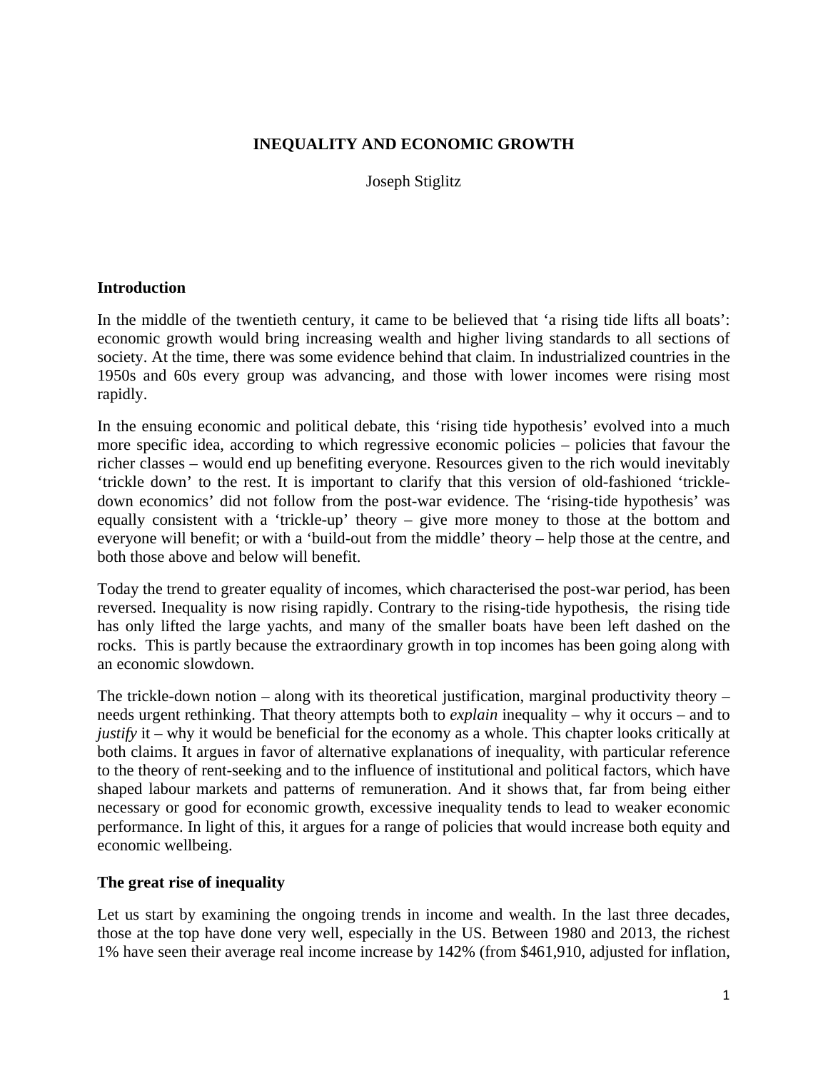# INEQUALITY AND ECONOMIC GROWTH

Joseph Stiglitz

## Introduction

In the middle of the twentieth century, it came to be believed that 'a rising tide lifts all boats': economic growth would bring increasing wealth and higher living standards to all sections of society. At the time, there was some evidence behind that claim. In industrialized countries in the 1950s and 60s every group was advancing, and those with lower incomes were rising most rapidly.

In the ensuing economic and political debate, this 'rising tide hypothesis' evolved into a much more specific idea, according to which regressive economic policies – policies that favour the richer classes – would end up benefiting everyone. Resources given to the rich would inevitably 'trickle down' to the rest. It is important to clarify that this version of old-fashioned 'trickle-down economics' did not follow from the post-war evidence. The 'rising-tide hypothesis' was equally consistent with a 'trickle-up' theory – give more money to those at the bottom and everyone will benefit; or with a 'build-out from the middle' theory – help those at the centre, and both those above and below will benefit.

Today the trend to greater equality of incomes, which characterised the post-war period, has been reversed. Inequality is now rising rapidly. Contrary to the rising-tide hypothesis, the rising tide has only lifted the large yachts, and many of the smaller boats have been left dashed on the rocks. This is partly because the extraordinary growth in top incomes has been going along with an economic slowdown.

The trickle-down notion – along with its theoretical justification, marginal productivity theory – needs urgent rethinking. That theory attempts both to *explain* inequality – why it occurs – and to *justify* it – why it would be beneficial for the economy as a whole. This chapter looks critically at both claims. It argues in favor of alternative explanations of inequality, with particular reference to the theory of rent-seeking and to the influence of institutional and political factors, which have shaped labour markets and patterns of remuneration. And it shows that, far from being either necessary or good for economic growth, excessive inequality tends to lead to weaker economic performance. In light of this, it argues for a range of policies that would increase both equity and economic wellbeing.

## The great rise of inequality

Let us start by examining the ongoing trends in income and wealth. In the last three decades, those at the top have done very well, especially in the US. Between 1980 and 2013, the richest 1% have seen their average real income increase by 142% (from $461,910, adjusted for inflation,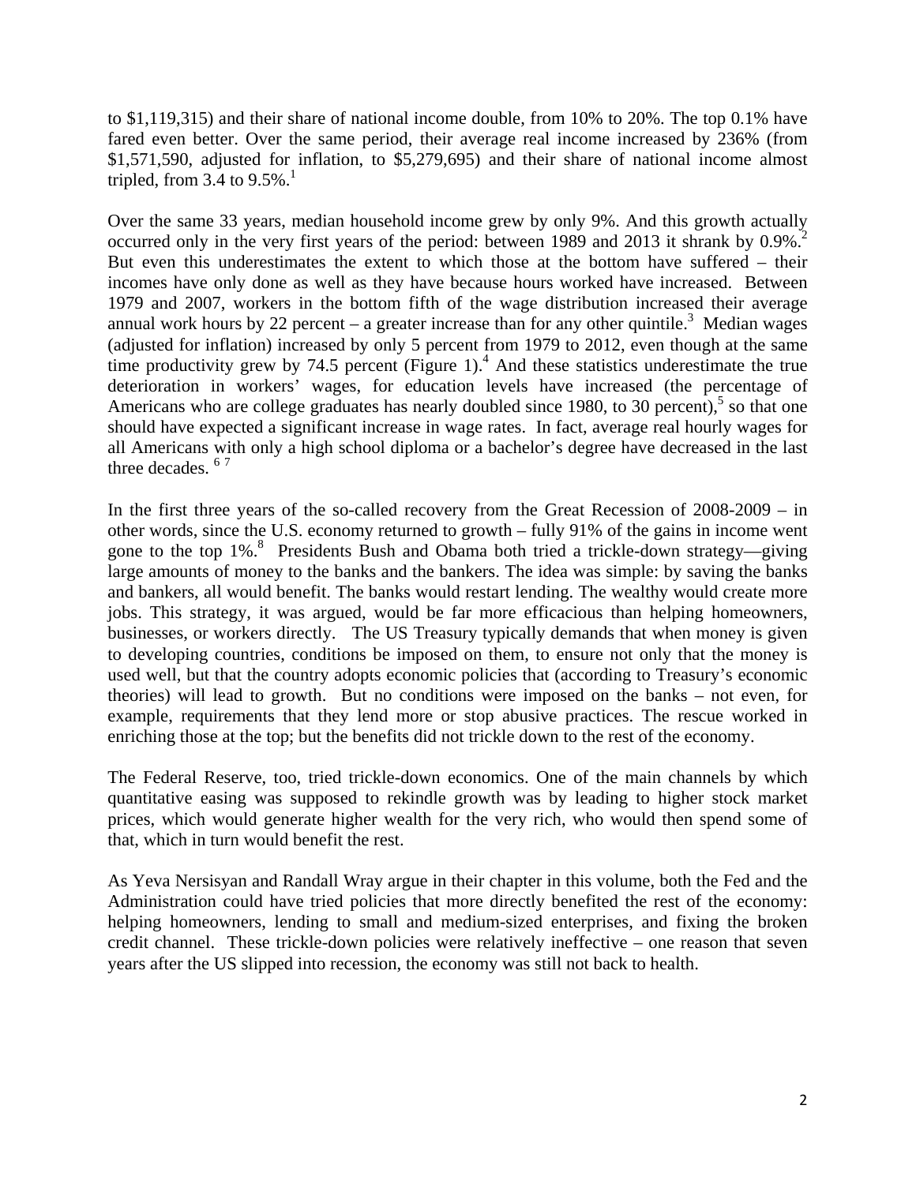to $1,119,315) and their share of national income double, from 10% to 20%. The top 0.1% have fared even better. Over the same period, their average real income increased by 236% (from $1,571,590, adjusted for inflation, to $5,279,695) and their share of national income almost tripled, from 3.4 to 9.5%.[1]

Over the same 33 years, median household income grew by only 9%. And this growth actually occurred only in the very first years of the period: between 1989 and 2013 it shrank by 0.9%.[2] But even this underestimates the extent to which those at the bottom have suffered – their incomes have only done as well as they have because hours worked have increased. Between 1979 and 2007, workers in the bottom fifth of the wage distribution increased their average annual work hours by 22 percent – a greater increase than for any other quintile.[3] Median wages (adjusted for inflation) increased by only 5 percent from 1979 to 2012, even though at the same time productivity grew by 74.5 percent (Figure 1).[4] And these statistics underestimate the true deterioration in workers' wages, for education levels have increased (the percentage of Americans who are college graduates has nearly doubled since 1980, to 30 percent),[5] so that one should have expected a significant increase in wage rates. In fact, average real hourly wages for all Americans with only a high school diploma or a bachelor's degree have decreased in the last three decades.[6] [7]

In the first three years of the so-called recovery from the Great Recession of 2008-2009 – in other words, since the U.S. economy returned to growth – fully 91% of the gains in income went gone to the top 1%.[8] Presidents Bush and Obama both tried a trickle-down strategy—giving large amounts of money to the banks and the bankers. The idea was simple: by saving the banks and bankers, all would benefit. The banks would restart lending. The wealthy would create more jobs. This strategy, it was argued, would be far more efficacious than helping homeowners, businesses, or workers directly. The US Treasury typically demands that when money is given to developing countries, conditions be imposed on them, to ensure not only that the money is used well, but that the country adopts economic policies that (according to Treasury's economic theories) will lead to growth. But no conditions were imposed on the banks – not even, for example, requirements that they lend more or stop abusive practices. The rescue worked in enriching those at the top; but the benefits did not trickle down to the rest of the economy.

The Federal Reserve, too, tried trickle-down economics. One of the main channels by which quantitative easing was supposed to rekindle growth was by leading to higher stock market prices, which would generate higher wealth for the very rich, who would then spend some of that, which in turn would benefit the rest.

As Yeva Nersisyan and Randall Wray argue in their chapter in this volume, both the Fed and the Administration could have tried policies that more directly benefited the rest of the economy: helping homeowners, lending to small and medium-sized enterprises, and fixing the broken credit channel. These trickle-down policies were relatively ineffective – one reason that seven years after the US slipped into recession, the economy was still not back to health.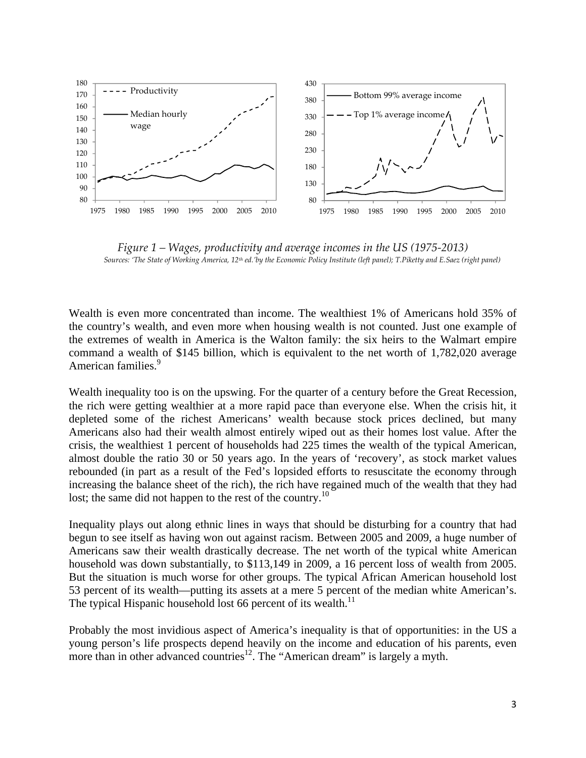*Figure 1 – Wages, productivity and average incomes in the US (1975-2013)*

*Sources: 'The State of Working America, 12th ed.' by the Economic Policy Institute (left panel); T.Piketty and E.Saez (right panel)*

Wealth is even more concentrated than income. The wealthiest 1% of Americans hold 35% of the country's wealth, and even more when housing wealth is not counted. Just one example of the extremes of wealth in America is the Walton family: the six heirs to the Walmart empire command a wealth of $145 billion, which is equivalent to the net worth of 1,782,020 average American families.[9]

Wealth inequality too is on the upswing. For the quarter of a century before the Great Recession, the rich were getting wealthier at a more rapid pace than everyone else. When the crisis hit, it depleted some of the richest Americans' wealth because stock prices declined, but many Americans also had their wealth almost entirely wiped out as their homes lost value. After the crisis, the wealthiest 1 percent of households had 225 times the wealth of the typical American, almost double the ratio 30 or 50 years ago. In the years of 'recovery', as stock market values rebounded (in part as a result of the Fed's lopsided efforts to resuscitate the economy through increasing the balance sheet of the rich), the rich have regained much of the wealth that they had lost; the same did not happen to the rest of the country.[10]

Inequality plays out along ethnic lines in ways that should be disturbing for a country that had begun to see itself as having won out against racism. Between 2005 and 2009, a huge number of Americans saw their wealth drastically decrease. The net worth of the typical white American household was down substantially, to $113,149 in 2009, a 16 percent loss of wealth from 2005. But the situation is much worse for other groups. The typical African American household lost 53 percent of its wealth—putting its assets at a mere 5 percent of the median white American's. The typical Hispanic household lost 66 percent of its wealth.[11]

Probably the most invidious aspect of America's inequality is that of opportunities: in the US a young person's life prospects depend heavily on the income and education of his parents, even more than in other advanced countries[12]. The "American dream" is largely a myth.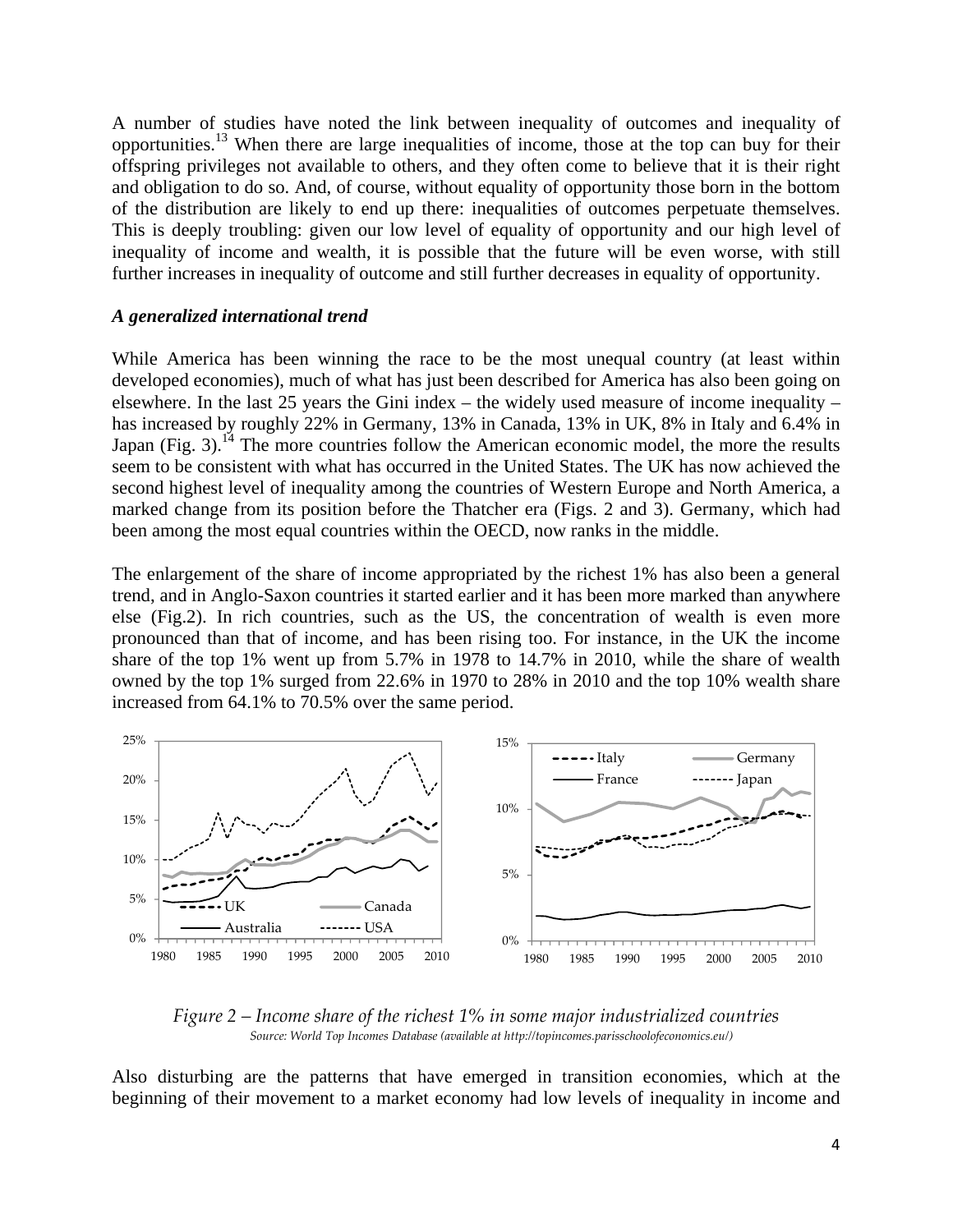A number of studies have noted the link between inequality of outcomes and inequality of opportunities.[13] When there are large inequalities of income, those at the top can buy for their offspring privileges not available to others, and they often come to believe that it is their right and obligation to do so. And, of course, without equality of opportunity those born in the bottom of the distribution are likely to end up there: inequalities of outcomes perpetuate themselves. This is deeply troubling: given our low level of equality of opportunity and our high level of inequality of income and wealth, it is possible that the future will be even worse, with still further increases in inequality of outcome and still further decreases in equality of opportunity.

### *A generalized international trend*

While America has been winning the race to be the most unequal country (at least within developed economies), much of what has just been described for America has also been going on elsewhere. In the last 25 years the Gini index – the widely used measure of income inequality – has increased by roughly 22% in Germany, 13% in Canada, 13% in UK, 8% in Italy and 6.4% in Japan (Fig. 3).[14] The more countries follow the American economic model, the more the results seem to be consistent with what has occurred in the United States. The UK has now achieved the second highest level of inequality among the countries of Western Europe and North America, a marked change from its position before the Thatcher era (Figs. 2 and 3). Germany, which had been among the most equal countries within the OECD, now ranks in the middle.

The enlargement of the share of income appropriated by the richest 1% has also been a general trend, and in Anglo-Saxon countries it started earlier and it has been more marked than anywhere else (Fig.2). In rich countries, such as the US, the concentration of wealth is even more pronounced than that of income, and has been rising too. For instance, in the UK the income share of the top 1% went up from 5.7% in 1978 to 14.7% in 2010, while the share of wealth owned by the top 1% surged from 22.6% in 1970 to 28% in 2010 and the top 10% wealth share increased from 64.1% to 70.5% over the same period.

*Figure 2 – Income share of the richest 1% in some major industrialized countries*
*Source: World Top Incomes Database (available at http://topincomes.parisschoolofeconomics.eu/)*

Also disturbing are the patterns that have emerged in transition economies, which at the beginning of their movement to a market economy had low levels of inequality in income and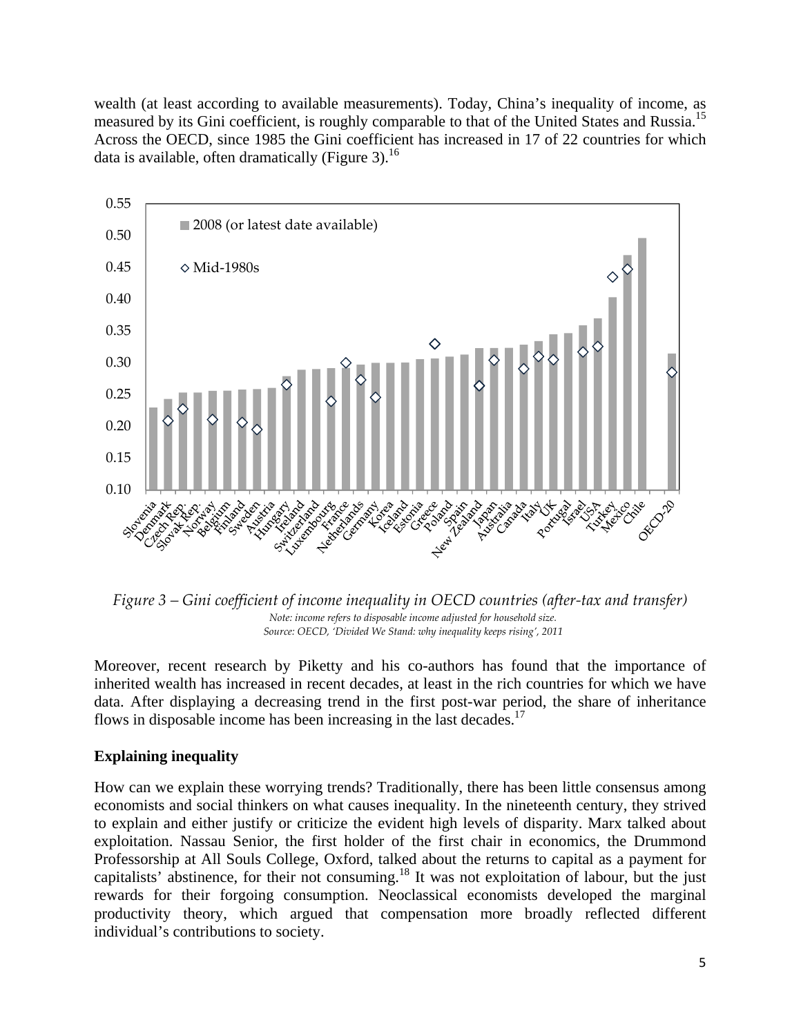wealth (at least according to available measurements). Today, China's inequality of income, as measured by its Gini coefficient, is roughly comparable to that of the United States and Russia.[15] Across the OECD, since 1985 the Gini coefficient has increased in 17 of 22 countries for which data is available, often dramatically (Figure 3).[16]

*Figure 3 – Gini coefficient of income inequality in OECD countries (after-tax and transfer)*

*Note: income refers to disposable income adjusted for household size.*

*Source: OECD, 'Divided We Stand: why inequality keeps rising', 2011*

Moreover, recent research by Piketty and his co-authors has found that the importance of inherited wealth has increased in recent decades, at least in the rich countries for which we have data. After displaying a decreasing trend in the first post-war period, the share of inheritance flows in disposable income has been increasing in the last decades.[17]

## Explaining inequality

How can we explain these worrying trends? Traditionally, there has been little consensus among economists and social thinkers on what causes inequality. In the nineteenth century, they strived to explain and either justify or criticize the evident high levels of disparity. Marx talked about exploitation. Nassau Senior, the first holder of the first chair in economics, the Drummond Professorship at All Souls College, Oxford, talked about the returns to capital as a payment for capitalists' abstinence, for their not consuming.[18] It was not exploitation of labour, but the just rewards for their forgoing consumption. Neoclassical economists developed the marginal productivity theory, which argued that compensation more broadly reflected different individual's contributions to society.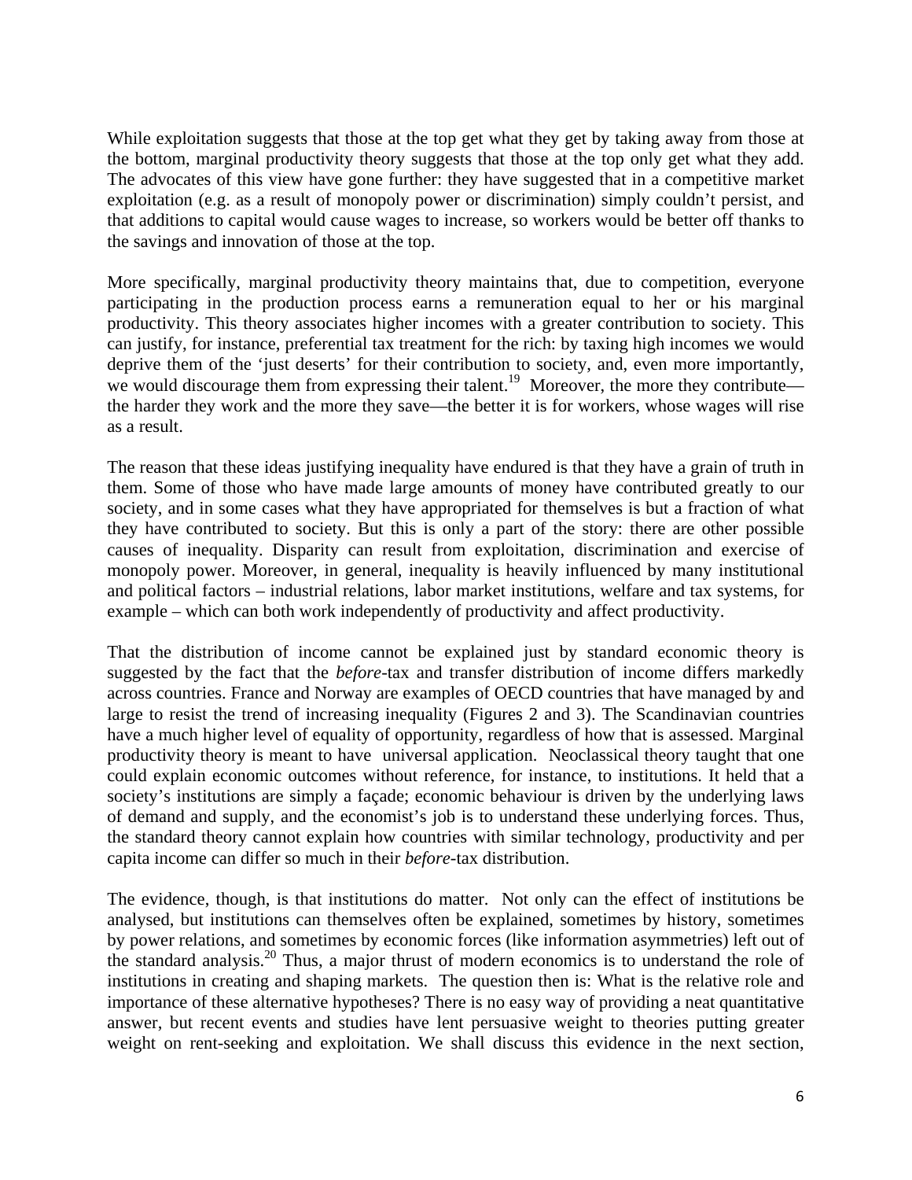While exploitation suggests that those at the top get what they get by taking away from those at the bottom, marginal productivity theory suggests that those at the top only get what they add. The advocates of this view have gone further: they have suggested that in a competitive market exploitation (e.g. as a result of monopoly power or discrimination) simply couldn't persist, and that additions to capital would cause wages to increase, so workers would be better off thanks to the savings and innovation of those at the top.

More specifically, marginal productivity theory maintains that, due to competition, everyone participating in the production process earns a remuneration equal to her or his marginal productivity. This theory associates higher incomes with a greater contribution to society. This can justify, for instance, preferential tax treatment for the rich: by taxing high incomes we would deprive them of the 'just deserts' for their contribution to society, and, even more importantly, we would discourage them from expressing their talent.[19] Moreover, the more they contribute—the harder they work and the more they save—the better it is for workers, whose wages will rise as a result.

The reason that these ideas justifying inequality have endured is that they have a grain of truth in them. Some of those who have made large amounts of money have contributed greatly to our society, and in some cases what they have appropriated for themselves is but a fraction of what they have contributed to society. But this is only a part of the story: there are other possible causes of inequality. Disparity can result from exploitation, discrimination and exercise of monopoly power. Moreover, in general, inequality is heavily influenced by many institutional and political factors – industrial relations, labor market institutions, welfare and tax systems, for example – which can both work independently of productivity and affect productivity.

That the distribution of income cannot be explained just by standard economic theory is suggested by the fact that the *before*-tax and transfer distribution of income differs markedly across countries. France and Norway are examples of OECD countries that have managed by and large to resist the trend of increasing inequality (Figures 2 and 3). The Scandinavian countries have a much higher level of equality of opportunity, regardless of how that is assessed. Marginal productivity theory is meant to have universal application. Neoclassical theory taught that one could explain economic outcomes without reference, for instance, to institutions. It held that a society's institutions are simply a façade; economic behaviour is driven by the underlying laws of demand and supply, and the economist's job is to understand these underlying forces. Thus, the standard theory cannot explain how countries with similar technology, productivity and per capita income can differ so much in their *before*-tax distribution.

The evidence, though, is that institutions do matter. Not only can the effect of institutions be analysed, but institutions can themselves often be explained, sometimes by history, sometimes by power relations, and sometimes by economic forces (like information asymmetries) left out of the standard analysis.[20] Thus, a major thrust of modern economics is to understand the role of institutions in creating and shaping markets. The question then is: What is the relative role and importance of these alternative hypotheses? There is no easy way of providing a neat quantitative answer, but recent events and studies have lent persuasive weight to theories putting greater weight on rent-seeking and exploitation. We shall discuss this evidence in the next section,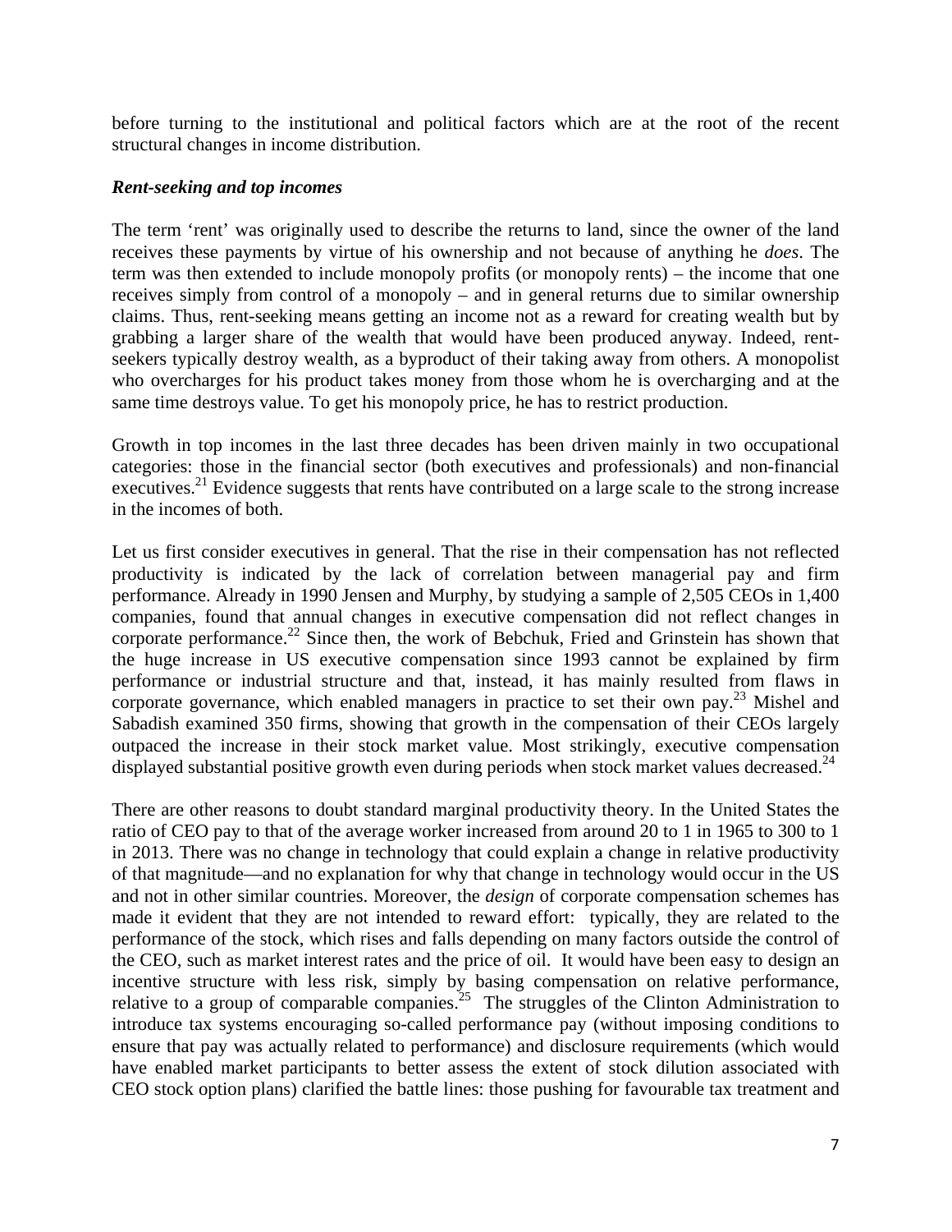before turning to the institutional and political factors which are at the root of the recent structural changes in income distribution.

### *Rent-seeking and top incomes*

The term 'rent' was originally used to describe the returns to land, since the owner of the land receives these payments by virtue of his ownership and not because of anything he *does*. The term was then extended to include monopoly profits (or monopoly rents) – the income that one receives simply from control of a monopoly – and in general returns due to similar ownership claims. Thus, rent-seeking means getting an income not as a reward for creating wealth but by grabbing a larger share of the wealth that would have been produced anyway. Indeed, rent-seekers typically destroy wealth, as a byproduct of their taking away from others. A monopolist who overcharges for his product takes money from those whom he is overcharging and at the same time destroys value. To get his monopoly price, he has to restrict production.

Growth in top incomes in the last three decades has been driven mainly in two occupational categories: those in the financial sector (both executives and professionals) and non-financial executives.[21] Evidence suggests that rents have contributed on a large scale to the strong increase in the incomes of both.

Let us first consider executives in general. That the rise in their compensation has not reflected productivity is indicated by the lack of correlation between managerial pay and firm performance. Already in 1990 Jensen and Murphy, by studying a sample of 2,505 CEOs in 1,400 companies, found that annual changes in executive compensation did not reflect changes in corporate performance.[22] Since then, the work of Bebchuk, Fried and Grinstein has shown that the huge increase in US executive compensation since 1993 cannot be explained by firm performance or industrial structure and that, instead, it has mainly resulted from flaws in corporate governance, which enabled managers in practice to set their own pay.[23] Mishel and Sabadish examined 350 firms, showing that growth in the compensation of their CEOs largely outpaced the increase in their stock market value. Most strikingly, executive compensation displayed substantial positive growth even during periods when stock market values decreased.[24]

There are other reasons to doubt standard marginal productivity theory. In the United States the ratio of CEO pay to that of the average worker increased from around 20 to 1 in 1965 to 300 to 1 in 2013. There was no change in technology that could explain a change in relative productivity of that magnitude—and no explanation for why that change in technology would occur in the US and not in other similar countries. Moreover, the *design* of corporate compensation schemes has made it evident that they are not intended to reward effort: typically, they are related to the performance of the stock, which rises and falls depending on many factors outside the control of the CEO, such as market interest rates and the price of oil. It would have been easy to design an incentive structure with less risk, simply by basing compensation on relative performance, relative to a group of comparable companies.[25] The struggles of the Clinton Administration to introduce tax systems encouraging so-called performance pay (without imposing conditions to ensure that pay was actually related to performance) and disclosure requirements (which would have enabled market participants to better assess the extent of stock dilution associated with CEO stock option plans) clarified the battle lines: those pushing for favourable tax treatment and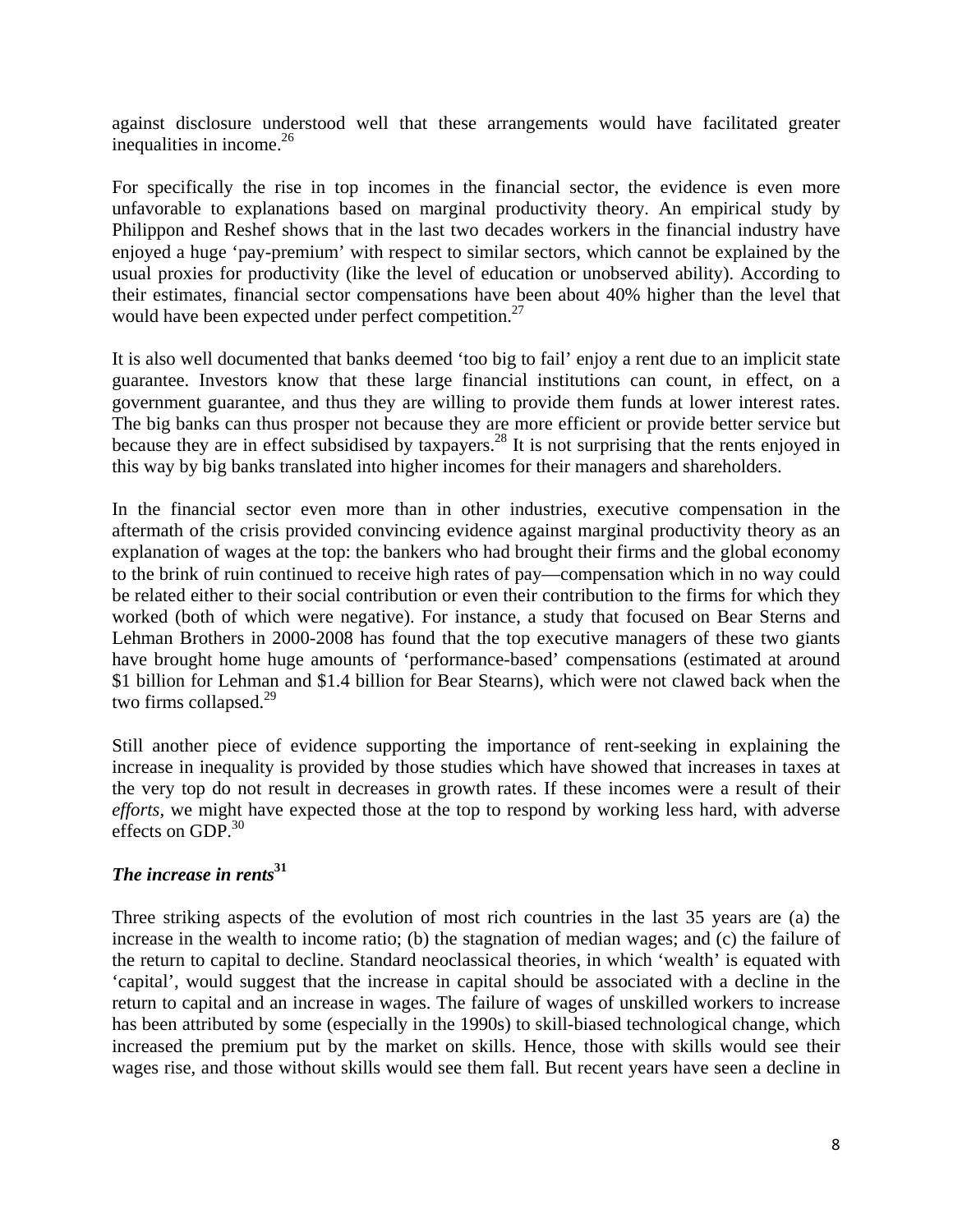against disclosure understood well that these arrangements would have facilitated greater inequalities in income.[26]

For specifically the rise in top incomes in the financial sector, the evidence is even more unfavorable to explanations based on marginal productivity theory. An empirical study by Philippon and Reshef shows that in the last two decades workers in the financial industry have enjoyed a huge 'pay-premium' with respect to similar sectors, which cannot be explained by the usual proxies for productivity (like the level of education or unobserved ability). According to their estimates, financial sector compensations have been about 40% higher than the level that would have been expected under perfect competition.[27]

It is also well documented that banks deemed 'too big to fail' enjoy a rent due to an implicit state guarantee. Investors know that these large financial institutions can count, in effect, on a government guarantee, and thus they are willing to provide them funds at lower interest rates. The big banks can thus prosper not because they are more efficient or provide better service but because they are in effect subsidised by taxpayers.[28] It is not surprising that the rents enjoyed in this way by big banks translated into higher incomes for their managers and shareholders.

In the financial sector even more than in other industries, executive compensation in the aftermath of the crisis provided convincing evidence against marginal productivity theory as an explanation of wages at the top: the bankers who had brought their firms and the global economy to the brink of ruin continued to receive high rates of pay—compensation which in no way could be related either to their social contribution or even their contribution to the firms for which they worked (both of which were negative). For instance, a study that focused on Bear Sterns and Lehman Brothers in 2000-2008 has found that the top executive managers of these two giants have brought home huge amounts of 'performance-based' compensations (estimated at around \$1 billion for Lehman and \$1.4 billion for Bear Stearns), which were not clawed back when the two firms collapsed.[29]

Still another piece of evidence supporting the importance of rent-seeking in explaining the increase in inequality is provided by those studies which have showed that increases in taxes at the very top do not result in decreases in growth rates. If these incomes were a result of their *efforts*, we might have expected those at the top to respond by working less hard, with adverse effects on GDP.[30]

### *The increase in rents*[31]

Three striking aspects of the evolution of most rich countries in the last 35 years are (a) the increase in the wealth to income ratio; (b) the stagnation of median wages; and (c) the failure of the return to capital to decline. Standard neoclassical theories, in which 'wealth' is equated with 'capital', would suggest that the increase in capital should be associated with a decline in the return to capital and an increase in wages. The failure of wages of unskilled workers to increase has been attributed by some (especially in the 1990s) to skill-biased technological change, which increased the premium put by the market on skills. Hence, those with skills would see their wages rise, and those without skills would see them fall. But recent years have seen a decline in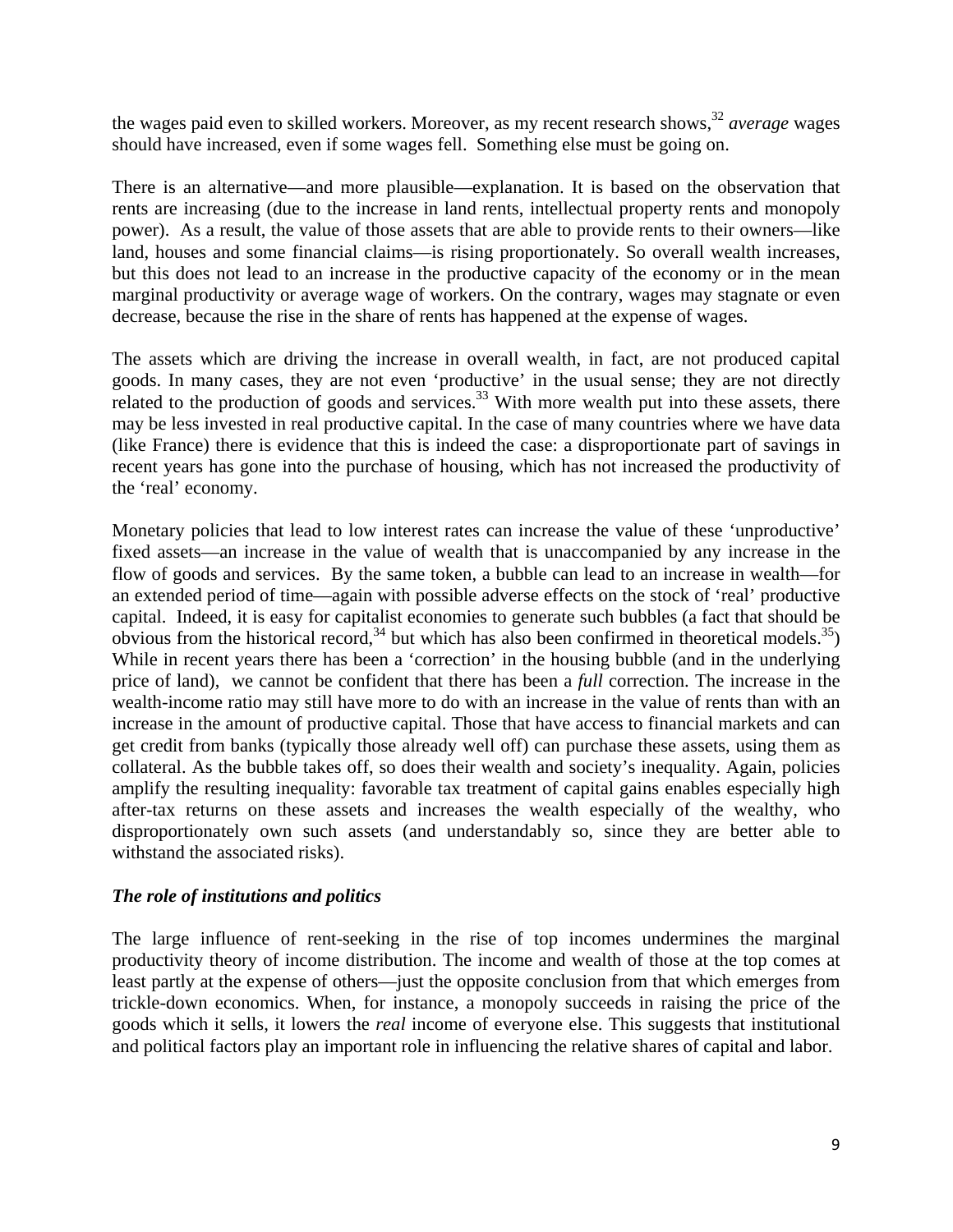the wages paid even to skilled workers. Moreover, as my recent research shows,[32] *average* wages should have increased, even if some wages fell. Something else must be going on.

There is an alternative—and more plausible—explanation. It is based on the observation that rents are increasing (due to the increase in land rents, intellectual property rents and monopoly power). As a result, the value of those assets that are able to provide rents to their owners—like land, houses and some financial claims—is rising proportionately. So overall wealth increases, but this does not lead to an increase in the productive capacity of the economy or in the mean marginal productivity or average wage of workers. On the contrary, wages may stagnate or even decrease, because the rise in the share of rents has happened at the expense of wages.

The assets which are driving the increase in overall wealth, in fact, are not produced capital goods. In many cases, they are not even 'productive' in the usual sense; they are not directly related to the production of goods and services.[33] With more wealth put into these assets, there may be less invested in real productive capital. In the case of many countries where we have data (like France) there is evidence that this is indeed the case: a disproportionate part of savings in recent years has gone into the purchase of housing, which has not increased the productivity of the 'real' economy.

Monetary policies that lead to low interest rates can increase the value of these 'unproductive' fixed assets—an increase in the value of wealth that is unaccompanied by any increase in the flow of goods and services. By the same token, a bubble can lead to an increase in wealth—for an extended period of time—again with possible adverse effects on the stock of 'real' productive capital. Indeed, it is easy for capitalist economies to generate such bubbles (a fact that should be obvious from the historical record,[34] but which has also been confirmed in theoretical models.[35]) While in recent years there has been a 'correction' in the housing bubble (and in the underlying price of land), we cannot be confident that there has been a *full* correction. The increase in the wealth-income ratio may still have more to do with an increase in the value of rents than with an increase in the amount of productive capital. Those that have access to financial markets and can get credit from banks (typically those already well off) can purchase these assets, using them as collateral. As the bubble takes off, so does their wealth and society's inequality. Again, policies amplify the resulting inequality: favorable tax treatment of capital gains enables especially high after-tax returns on these assets and increases the wealth especially of the wealthy, who disproportionately own such assets (and understandably so, since they are better able to withstand the associated risks).

### *The role of institutions and politics*

The large influence of rent-seeking in the rise of top incomes undermines the marginal productivity theory of income distribution. The income and wealth of those at the top comes at least partly at the expense of others—just the opposite conclusion from that which emerges from trickle-down economics. When, for instance, a monopoly succeeds in raising the price of the goods which it sells, it lowers the *real* income of everyone else. This suggests that institutional and political factors play an important role in influencing the relative shares of capital and labor.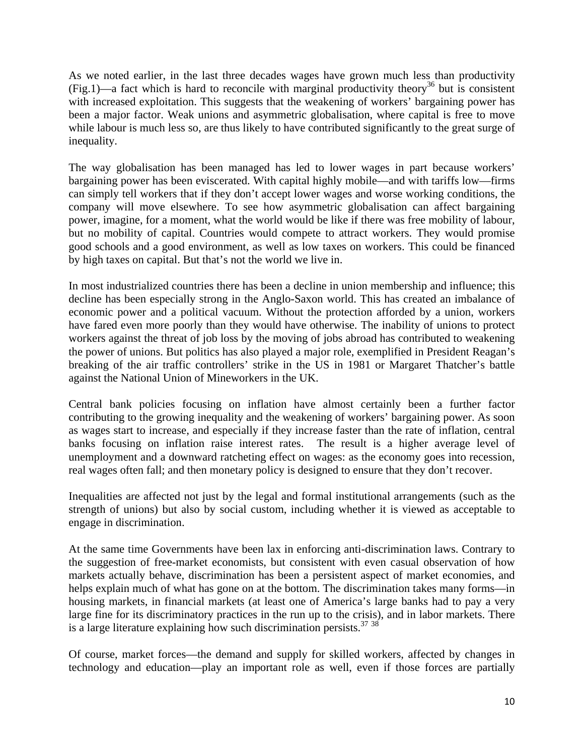As we noted earlier, in the last three decades wages have grown much less than productivity (Fig.1)—a fact which is hard to reconcile with marginal productivity theory[36] but is consistent with increased exploitation. This suggests that the weakening of workers' bargaining power has been a major factor. Weak unions and asymmetric globalisation, where capital is free to move while labour is much less so, are thus likely to have contributed significantly to the great surge of inequality.

The way globalisation has been managed has led to lower wages in part because workers' bargaining power has been eviscerated. With capital highly mobile—and with tariffs low—firms can simply tell workers that if they don't accept lower wages and worse working conditions, the company will move elsewhere. To see how asymmetric globalisation can affect bargaining power, imagine, for a moment, what the world would be like if there was free mobility of labour, but no mobility of capital. Countries would compete to attract workers. They would promise good schools and a good environment, as well as low taxes on workers. This could be financed by high taxes on capital. But that's not the world we live in.

In most industrialized countries there has been a decline in union membership and influence; this decline has been especially strong in the Anglo-Saxon world. This has created an imbalance of economic power and a political vacuum. Without the protection afforded by a union, workers have fared even more poorly than they would have otherwise. The inability of unions to protect workers against the threat of job loss by the moving of jobs abroad has contributed to weakening the power of unions. But politics has also played a major role, exemplified in President Reagan's breaking of the air traffic controllers' strike in the US in 1981 or Margaret Thatcher's battle against the National Union of Mineworkers in the UK.

Central bank policies focusing on inflation have almost certainly been a further factor contributing to the growing inequality and the weakening of workers' bargaining power. As soon as wages start to increase, and especially if they increase faster than the rate of inflation, central banks focusing on inflation raise interest rates. The result is a higher average level of unemployment and a downward ratcheting effect on wages: as the economy goes into recession, real wages often fall; and then monetary policy is designed to ensure that they don't recover.

Inequalities are affected not just by the legal and formal institutional arrangements (such as the strength of unions) but also by social custom, including whether it is viewed as acceptable to engage in discrimination.

At the same time Governments have been lax in enforcing anti-discrimination laws. Contrary to the suggestion of free-market economists, but consistent with even casual observation of how markets actually behave, discrimination has been a persistent aspect of market economies, and helps explain much of what has gone on at the bottom. The discrimination takes many forms—in housing markets, in financial markets (at least one of America's large banks had to pay a very large fine for its discriminatory practices in the run up to the crisis), and in labor markets. There is a large literature explaining how such discrimination persists.[37] [38]

Of course, market forces—the demand and supply for skilled workers, affected by changes in technology and education—play an important role as well, even if those forces are partially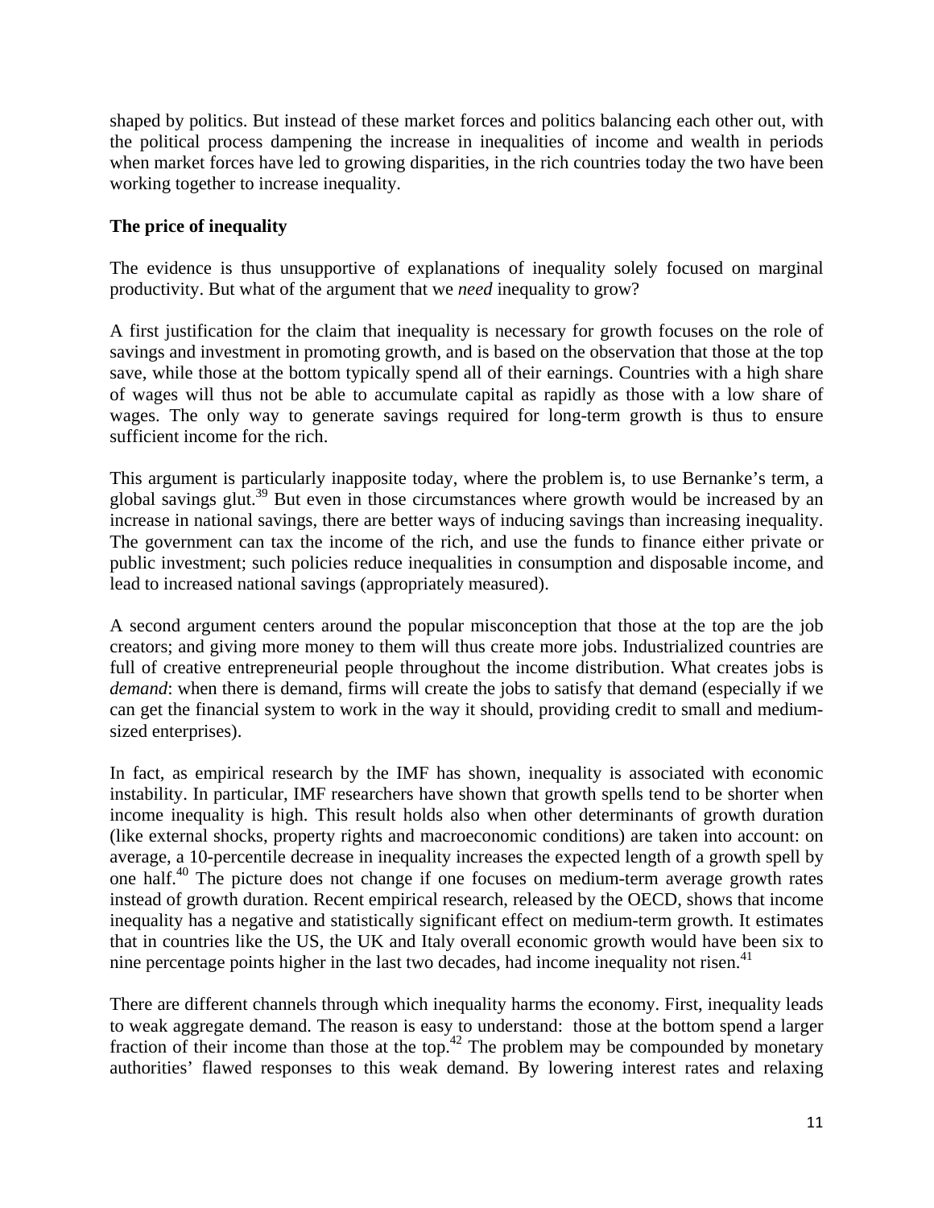shaped by politics. But instead of these market forces and politics balancing each other out, with the political process dampening the increase in inequalities of income and wealth in periods when market forces have led to growing disparities, in the rich countries today the two have been working together to increase inequality.

**The price of inequality**

The evidence is thus unsupportive of explanations of inequality solely focused on marginal productivity. But what of the argument that we *need* inequality to grow?

A first justification for the claim that inequality is necessary for growth focuses on the role of savings and investment in promoting growth, and is based on the observation that those at the top save, while those at the bottom typically spend all of their earnings. Countries with a high share of wages will thus not be able to accumulate capital as rapidly as those with a low share of wages. The only way to generate savings required for long-term growth is thus to ensure sufficient income for the rich.

This argument is particularly inapposite today, where the problem is, to use Bernanke's term, a global savings glut.[39] But even in those circumstances where growth would be increased by an increase in national savings, there are better ways of inducing savings than increasing inequality. The government can tax the income of the rich, and use the funds to finance either private or public investment; such policies reduce inequalities in consumption and disposable income, and lead to increased national savings (appropriately measured).

A second argument centers around the popular misconception that those at the top are the job creators; and giving more money to them will thus create more jobs. Industrialized countries are full of creative entrepreneurial people throughout the income distribution. What creates jobs is *demand*: when there is demand, firms will create the jobs to satisfy that demand (especially if we can get the financial system to work in the way it should, providing credit to small and medium-sized enterprises).

In fact, as empirical research by the IMF has shown, inequality is associated with economic instability. In particular, IMF researchers have shown that growth spells tend to be shorter when income inequality is high. This result holds also when other determinants of growth duration (like external shocks, property rights and macroeconomic conditions) are taken into account: on average, a 10-percentile decrease in inequality increases the expected length of a growth spell by one half.[40] The picture does not change if one focuses on medium-term average growth rates instead of growth duration. Recent empirical research, released by the OECD, shows that income inequality has a negative and statistically significant effect on medium-term growth. It estimates that in countries like the US, the UK and Italy overall economic growth would have been six to nine percentage points higher in the last two decades, had income inequality not risen.[41]

There are different channels through which inequality harms the economy. First, inequality leads to weak aggregate demand. The reason is easy to understand: those at the bottom spend a larger fraction of their income than those at the top.[42] The problem may be compounded by monetary authorities' flawed responses to this weak demand. By lowering interest rates and relaxing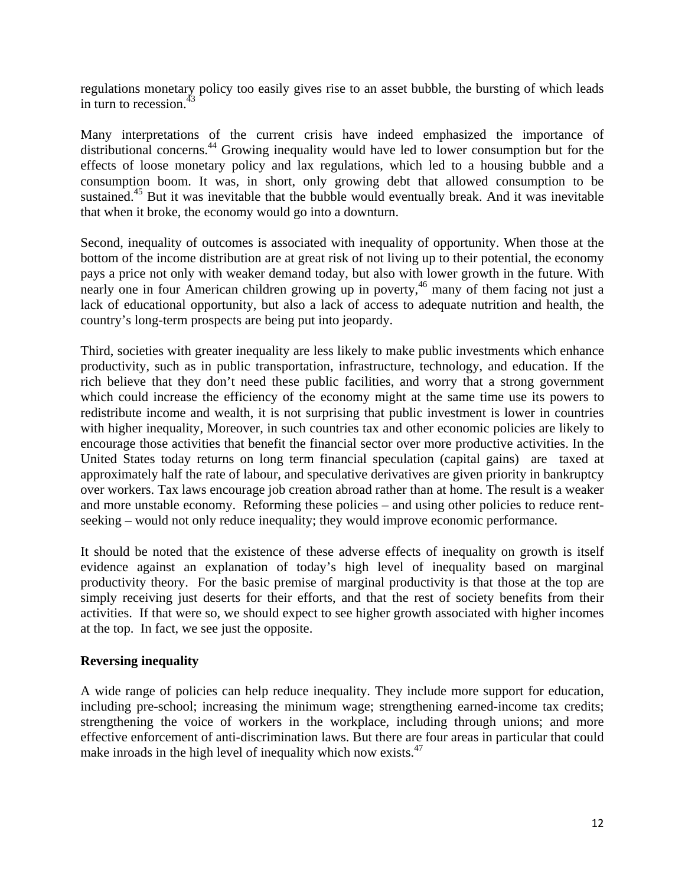regulations monetary policy too easily gives rise to an asset bubble, the bursting of which leads in turn to recession.[43]

Many interpretations of the current crisis have indeed emphasized the importance of distributional concerns.[44] Growing inequality would have led to lower consumption but for the effects of loose monetary policy and lax regulations, which led to a housing bubble and a consumption boom. It was, in short, only growing debt that allowed consumption to be sustained.[45] But it was inevitable that the bubble would eventually break. And it was inevitable that when it broke, the economy would go into a downturn.

Second, inequality of outcomes is associated with inequality of opportunity. When those at the bottom of the income distribution are at great risk of not living up to their potential, the economy pays a price not only with weaker demand today, but also with lower growth in the future. With nearly one in four American children growing up in poverty,[46] many of them facing not just a lack of educational opportunity, but also a lack of access to adequate nutrition and health, the country's long-term prospects are being put into jeopardy.

Third, societies with greater inequality are less likely to make public investments which enhance productivity, such as in public transportation, infrastructure, technology, and education. If the rich believe that they don't need these public facilities, and worry that a strong government which could increase the efficiency of the economy might at the same time use its powers to redistribute income and wealth, it is not surprising that public investment is lower in countries with higher inequality, Moreover, in such countries tax and other economic policies are likely to encourage those activities that benefit the financial sector over more productive activities. In the United States today returns on long term financial speculation (capital gains) are taxed at approximately half the rate of labour, and speculative derivatives are given priority in bankruptcy over workers. Tax laws encourage job creation abroad rather than at home. The result is a weaker and more unstable economy. Reforming these policies – and using other policies to reduce rent-seeking – would not only reduce inequality; they would improve economic performance.

It should be noted that the existence of these adverse effects of inequality on growth is itself evidence against an explanation of today's high level of inequality based on marginal productivity theory. For the basic premise of marginal productivity is that those at the top are simply receiving just deserts for their efforts, and that the rest of society benefits from their activities. If that were so, we should expect to see higher growth associated with higher incomes at the top. In fact, we see just the opposite.

**Reversing inequality**

A wide range of policies can help reduce inequality. They include more support for education, including pre-school; increasing the minimum wage; strengthening earned-income tax credits; strengthening the voice of workers in the workplace, including through unions; and more effective enforcement of anti-discrimination laws. But there are four areas in particular that could make inroads in the high level of inequality which now exists.[47]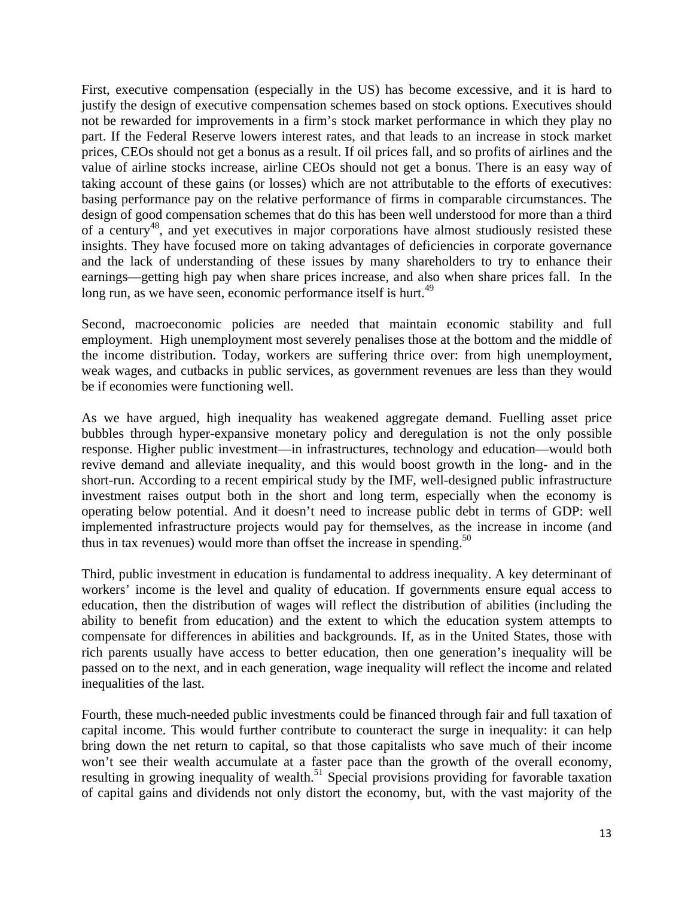First, executive compensation (especially in the US) has become excessive, and it is hard to justify the design of executive compensation schemes based on stock options. Executives should not be rewarded for improvements in a firm's stock market performance in which they play no part. If the Federal Reserve lowers interest rates, and that leads to an increase in stock market prices, CEOs should not get a bonus as a result. If oil prices fall, and so profits of airlines and the value of airline stocks increase, airline CEOs should not get a bonus. There is an easy way of taking account of these gains (or losses) which are not attributable to the efforts of executives: basing performance pay on the relative performance of firms in comparable circumstances. The design of good compensation schemes that do this has been well understood for more than a third of a century[48], and yet executives in major corporations have almost studiously resisted these insights. They have focused more on taking advantages of deficiencies in corporate governance and the lack of understanding of these issues by many shareholders to try to enhance their earnings—getting high pay when share prices increase, and also when share prices fall. In the long run, as we have seen, economic performance itself is hurt.[49]

Second, macroeconomic policies are needed that maintain economic stability and full employment. High unemployment most severely penalises those at the bottom and the middle of the income distribution. Today, workers are suffering thrice over: from high unemployment, weak wages, and cutbacks in public services, as government revenues are less than they would be if economies were functioning well.

As we have argued, high inequality has weakened aggregate demand. Fuelling asset price bubbles through hyper-expansive monetary policy and deregulation is not the only possible response. Higher public investment—in infrastructures, technology and education—would both revive demand and alleviate inequality, and this would boost growth in the long- and in the short-run. According to a recent empirical study by the IMF, well-designed public infrastructure investment raises output both in the short and long term, especially when the economy is operating below potential. And it doesn't need to increase public debt in terms of GDP: well implemented infrastructure projects would pay for themselves, as the increase in income (and thus in tax revenues) would more than offset the increase in spending.[50]

Third, public investment in education is fundamental to address inequality. A key determinant of workers' income is the level and quality of education. If governments ensure equal access to education, then the distribution of wages will reflect the distribution of abilities (including the ability to benefit from education) and the extent to which the education system attempts to compensate for differences in abilities and backgrounds. If, as in the United States, those with rich parents usually have access to better education, then one generation's inequality will be passed on to the next, and in each generation, wage inequality will reflect the income and related inequalities of the last.

Fourth, these much-needed public investments could be financed through fair and full taxation of capital income. This would further contribute to counteract the surge in inequality: it can help bring down the net return to capital, so that those capitalists who save much of their income won't see their wealth accumulate at a faster pace than the growth of the overall economy, resulting in growing inequality of wealth.[51] Special provisions providing for favorable taxation of capital gains and dividends not only distort the economy, but, with the vast majority of the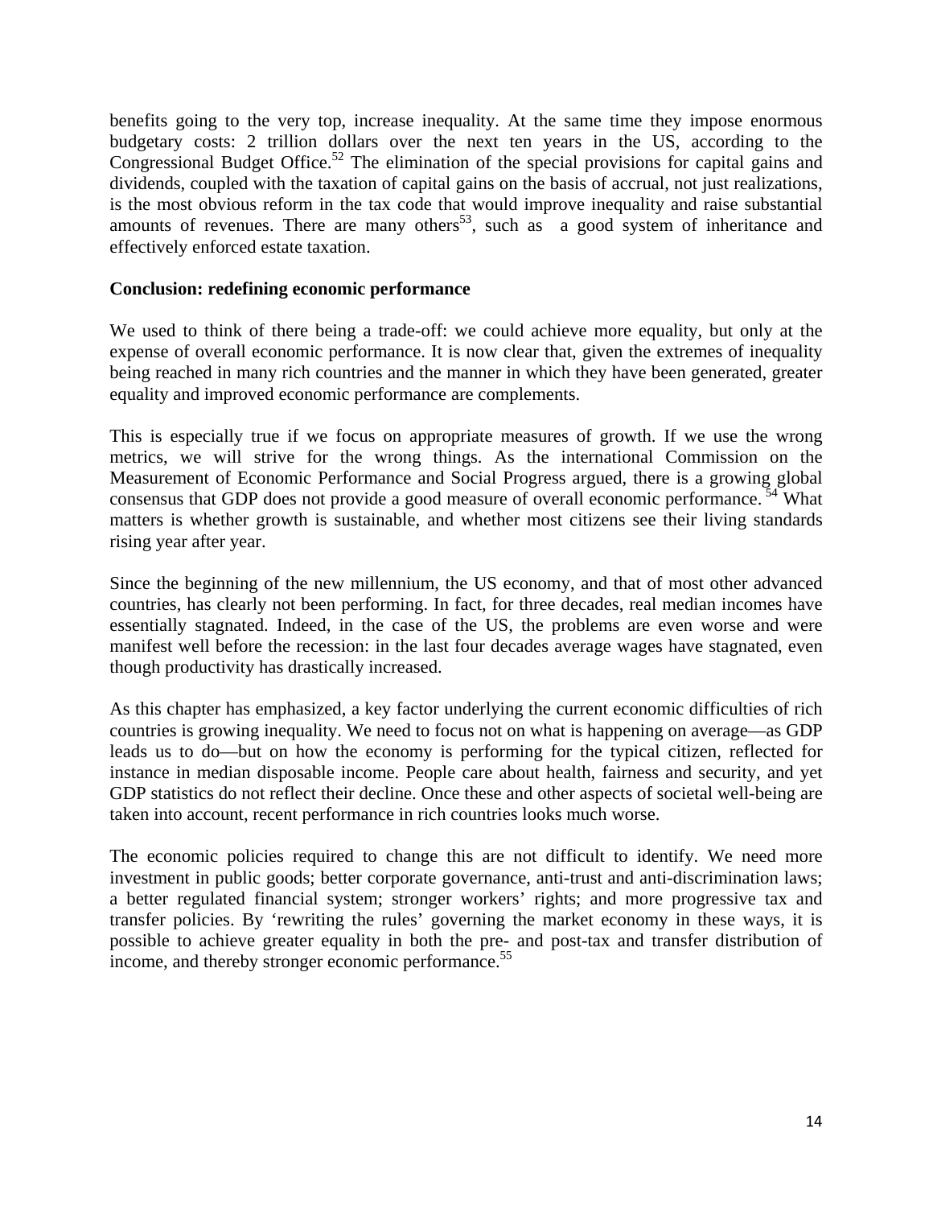benefits going to the very top, increase inequality. At the same time they impose enormous budgetary costs: 2 trillion dollars over the next ten years in the US, according to the Congressional Budget Office.[52] The elimination of the special provisions for capital gains and dividends, coupled with the taxation of capital gains on the basis of accrual, not just realizations, is the most obvious reform in the tax code that would improve inequality and raise substantial amounts of revenues. There are many others[53], such as a good system of inheritance and effectively enforced estate taxation.

**Conclusion: redefining economic performance**

We used to think of there being a trade-off: we could achieve more equality, but only at the expense of overall economic performance. It is now clear that, given the extremes of inequality being reached in many rich countries and the manner in which they have been generated, greater equality and improved economic performance are complements.

This is especially true if we focus on appropriate measures of growth. If we use the wrong metrics, we will strive for the wrong things. As the international Commission on the Measurement of Economic Performance and Social Progress argued, there is a growing global consensus that GDP does not provide a good measure of overall economic performance.[54] What matters is whether growth is sustainable, and whether most citizens see their living standards rising year after year.

Since the beginning of the new millennium, the US economy, and that of most other advanced countries, has clearly not been performing. In fact, for three decades, real median incomes have essentially stagnated. Indeed, in the case of the US, the problems are even worse and were manifest well before the recession: in the last four decades average wages have stagnated, even though productivity has drastically increased.

As this chapter has emphasized, a key factor underlying the current economic difficulties of rich countries is growing inequality. We need to focus not on what is happening on average—as GDP leads us to do—but on how the economy is performing for the typical citizen, reflected for instance in median disposable income. People care about health, fairness and security, and yet GDP statistics do not reflect their decline. Once these and other aspects of societal well-being are taken into account, recent performance in rich countries looks much worse.

The economic policies required to change this are not difficult to identify. We need more investment in public goods; better corporate governance, anti-trust and anti-discrimination laws; a better regulated financial system; stronger workers' rights; and more progressive tax and transfer policies. By 'rewriting the rules' governing the market economy in these ways, it is possible to achieve greater equality in both the pre- and post-tax and transfer distribution of income, and thereby stronger economic performance.[55]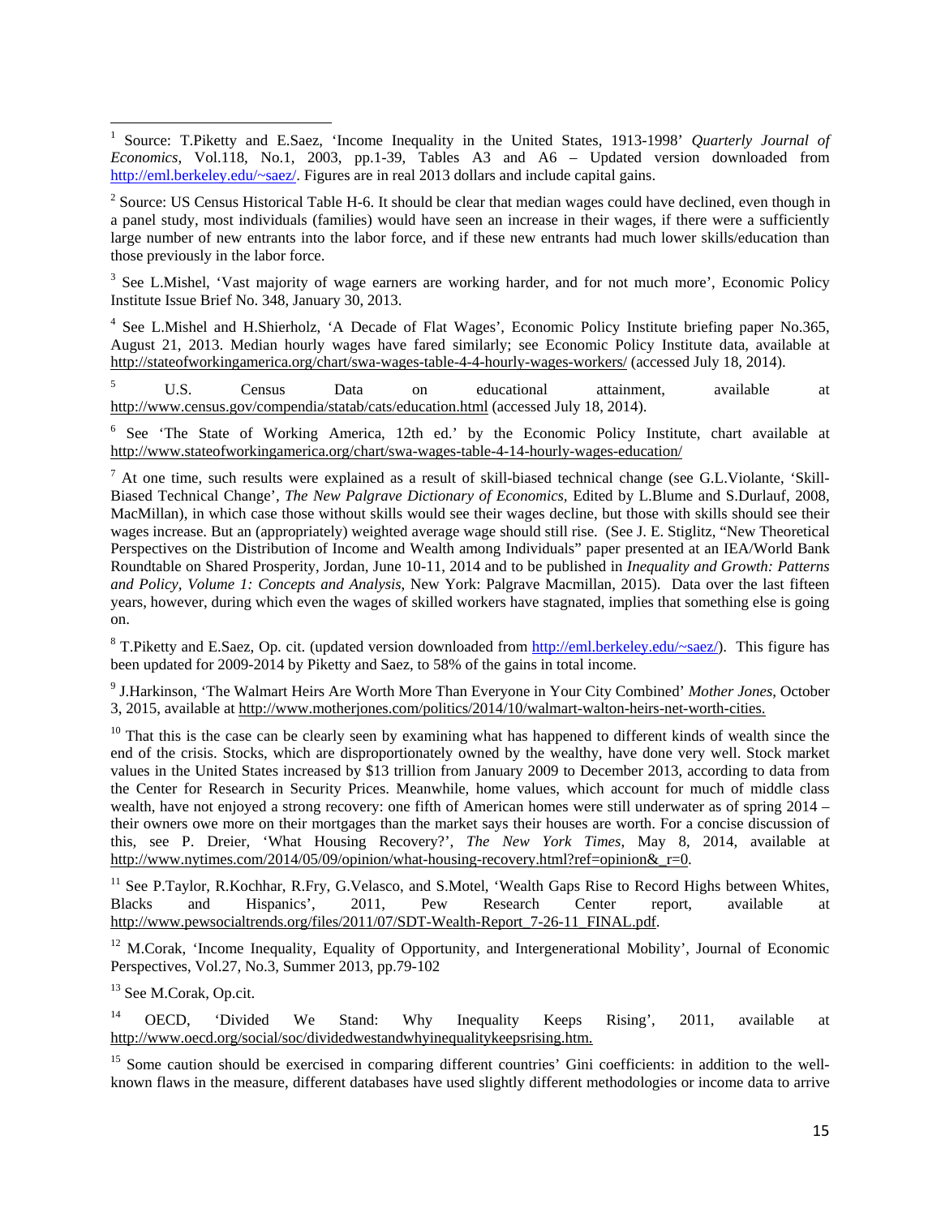[1] Source: T.Piketty and E.Saez, 'Income Inequality in the United States, 1913-1998' *Quarterly Journal of Economics*, Vol.118, No.1, 2003, pp.1-39, Tables A3 and A6 – Updated version downloaded from http://eml.berkeley.edu/~saez/. Figures are in real 2013 dollars and include capital gains.

[2] Source: US Census Historical Table H-6. It should be clear that median wages could have declined, even though in a panel study, most individuals (families) would have seen an increase in their wages, if there were a sufficiently large number of new entrants into the labor force, and if these new entrants had much lower skills/education than those previously in the labor force.

[3] See L.Mishel, 'Vast majority of wage earners are working harder, and for not much more', Economic Policy Institute Issue Brief No. 348, January 30, 2013.

[4] See L.Mishel and H.Shierholz, 'A Decade of Flat Wages', Economic Policy Institute briefing paper No.365, August 21, 2013. Median hourly wages have fared similarly; see Economic Policy Institute data, available at http://stateofworkingamerica.org/chart/swa-wages-table-4-4-hourly-wages-workers/ (accessed July 18, 2014).

[5] U.S. Census Data on educational attainment, available at http://www.census.gov/compendia/statab/cats/education.html (accessed July 18, 2014).

[6] See 'The State of Working America, 12th ed.' by the Economic Policy Institute, chart available at http://www.stateofworkingamerica.org/chart/swa-wages-table-4-14-hourly-wages-education/

[7] At one time, such results were explained as a result of skill-biased technical change (see G.L.Violante, 'Skill-Biased Technical Change', *The New Palgrave Dictionary of Economics*, Edited by L.Blume and S.Durlauf, 2008, MacMillan), in which case those without skills would see their wages decline, but those with skills should see their wages increase. But an (appropriately) weighted average wage should still rise. (See J. E. Stiglitz, "New Theoretical Perspectives on the Distribution of Income and Wealth among Individuals" paper presented at an IEA/World Bank Roundtable on Shared Prosperity, Jordan, June 10-11, 2014 and to be published in *Inequality and Growth: Patterns and Policy, Volume 1: Concepts and Analysis*, New York: Palgrave Macmillan, 2015). Data over the last fifteen years, however, during which even the wages of skilled workers have stagnated, implies that something else is going on.

[8] T.Piketty and E.Saez, Op. cit. (updated version downloaded from http://eml.berkeley.edu/~saez/). This figure has been updated for 2009-2014 by Piketty and Saez, to 58% of the gains in total income.

[9] J.Harkinson, 'The Walmart Heirs Are Worth More Than Everyone in Your City Combined' *Mother Jones*, October 3, 2015, available at http://www.motherjones.com/politics/2014/10/walmart-walton-heirs-net-worth-cities.

[10] That this is the case can be clearly seen by examining what has happened to different kinds of wealth since the end of the crisis. Stocks, which are disproportionately owned by the wealthy, have done very well. Stock market values in the United States increased by $13 trillion from January 2009 to December 2013, according to data from the Center for Research in Security Prices. Meanwhile, home values, which account for much of middle class wealth, have not enjoyed a strong recovery: one fifth of American homes were still underwater as of spring 2014 – their owners owe more on their mortgages than the market says their houses are worth. For a concise discussion of this, see P. Dreier, 'What Housing Recovery?', *The New York Times*, May 8, 2014, available at http://www.nytimes.com/2014/05/09/opinion/what-housing-recovery.html?ref=opinion&_r=0.

[11] See P.Taylor, R.Kochhar, R.Fry, G.Velasco, and S.Motel, 'Wealth Gaps Rise to Record Highs between Whites, Blacks and Hispanics', 2011, Pew Research Center report, available at http://www.pewsocialtrends.org/files/2011/07/SDT-Wealth-Report_7-26-11_FINAL.pdf.

[12] M.Corak, 'Income Inequality, Equality of Opportunity, and Intergenerational Mobility', Journal of Economic Perspectives, Vol.27, No.3, Summer 2013, pp.79-102

[13] See M.Corak, Op.cit.

[14] OECD, 'Divided We Stand: Why Inequality Keeps Rising', 2011, available at http://www.oecd.org/social/soc/dividedwestandwhyinequalitykeepsrising.htm.

[15] Some caution should be exercised in comparing different countries' Gini coefficients: in addition to the well-known flaws in the measure, different databases have used slightly different methodologies or income data to arrive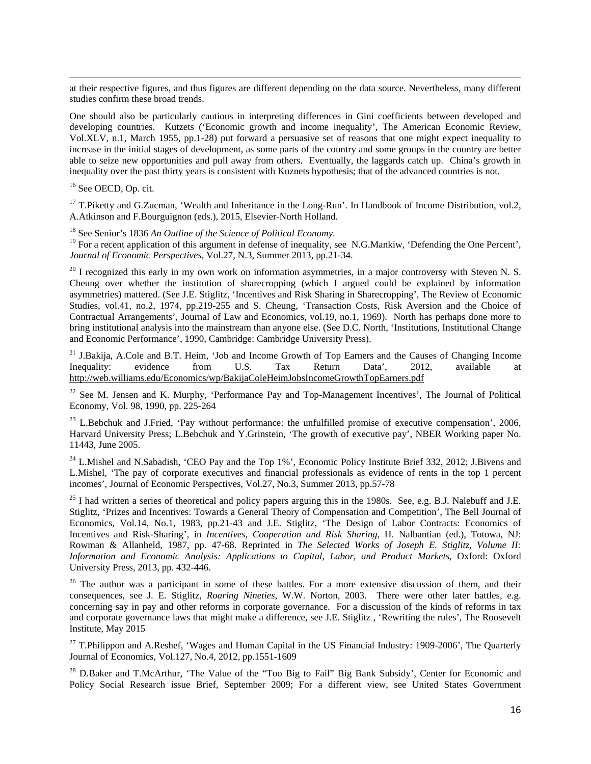at their respective figures, and thus figures are different depending on the data source. Nevertheless, many different studies confirm these broad trends.

One should also be particularly cautious in interpreting differences in Gini coefficients between developed and developing countries. Kutzets ('Economic growth and income inequality', The American Economic Review, Vol.XLV, n.1, March 1955, pp.1-28) put forward a persuasive set of reasons that one might expect inequality to increase in the initial stages of development, as some parts of the country and some groups in the country are better able to seize new opportunities and pull away from others. Eventually, the laggards catch up. China's growth in inequality over the past thirty years is consistent with Kuznets hypothesis; that of the advanced countries is not.

[16] See OECD, Op. cit.

[17] T.Piketty and G.Zucman, 'Wealth and Inheritance in the Long-Run'. In Handbook of Income Distribution, vol.2, A.Atkinson and F.Bourguignon (eds.), 2015, Elsevier-North Holland.

[18] See Senior's 1836 *An Outline of the Science of Political Economy*.

[19] For a recent application of this argument in defense of inequality, see N.G.Mankiw, 'Defending the One Percent', *Journal of Economic Perspectives*, Vol.27, N.3, Summer 2013, pp.21-34.

[20] I recognized this early in my own work on information asymmetries, in a major controversy with Steven N. S. Cheung over whether the institution of sharecropping (which I argued could be explained by information asymmetries) mattered. (See J.E. Stiglitz, 'Incentives and Risk Sharing in Sharecropping', The Review of Economic Studies, vol.41, no.2, 1974, pp.219-255 and S. Cheung, 'Transaction Costs, Risk Aversion and the Choice of Contractual Arrangements', Journal of Law and Economics, vol.19, no.1, 1969). North has perhaps done more to bring institutional analysis into the mainstream than anyone else. (See D.C. North, 'Institutions, Institutional Change and Economic Performance', 1990, Cambridge: Cambridge University Press).

[21] J.Bakija, A.Cole and B.T. Heim, 'Job and Income Growth of Top Earners and the Causes of Changing Income Inequality: evidence from U.S. Tax Return Data', 2012, available at http://web.williams.edu/Economics/wp/BakijaColeHeimJobsIncomeGrowthTopEarners.pdf

[22] See M. Jensen and K. Murphy, 'Performance Pay and Top-Management Incentives', The Journal of Political Economy, Vol. 98, 1990, pp. 225-264

[23] L.Bebchuk and J.Fried, 'Pay without performance: the unfulfilled promise of executive compensation', 2006, Harvard University Press; L.Bebchuk and Y.Grinstein, 'The growth of executive pay', NBER Working paper No. 11443, June 2005.

[24] L.Mishel and N.Sabadish, 'CEO Pay and the Top 1%', Economic Policy Institute Brief 332, 2012; J.Bivens and L.Mishel, 'The pay of corporate executives and financial professionals as evidence of rents in the top 1 percent incomes', Journal of Economic Perspectives, Vol.27, No.3, Summer 2013, pp.57-78

[25] I had written a series of theoretical and policy papers arguing this in the 1980s. See, e.g. B.J. Nalebuff and J.E. Stiglitz, 'Prizes and Incentives: Towards a General Theory of Compensation and Competition', The Bell Journal of Economics, Vol.14, No.1, 1983, pp.21-43 and J.E. Stiglitz, 'The Design of Labor Contracts: Economics of Incentives and Risk-Sharing', in *Incentives, Cooperation and Risk Sharing*, H. Nalbantian (ed.), Totowa, NJ: Rowman & Allanheld, 1987, pp. 47-68. Reprinted in *The Selected Works of Joseph E. Stiglitz, Volume II: Information and Economic Analysis: Applications to Capital, Labor, and Product Markets*, Oxford: Oxford University Press, 2013, pp. 432-446.

[26] The author was a participant in some of these battles. For a more extensive discussion of them, and their consequences, see J. E. Stiglitz, *Roaring Nineties*, W.W. Norton, 2003. There were other later battles, e.g. concerning say in pay and other reforms in corporate governance. For a discussion of the kinds of reforms in tax and corporate governance laws that might make a difference, see J.E. Stiglitz , 'Rewriting the rules', The Roosevelt Institute, May 2015

[27] T.Philippon and A.Reshef, 'Wages and Human Capital in the US Financial Industry: 1909-2006', The Quarterly Journal of Economics, Vol.127, No.4, 2012, pp.1551-1609

[28] D.Baker and T.McArthur, 'The Value of the "Too Big to Fail" Big Bank Subsidy', Center for Economic and Policy Social Research issue Brief, September 2009; For a different view, see United States Government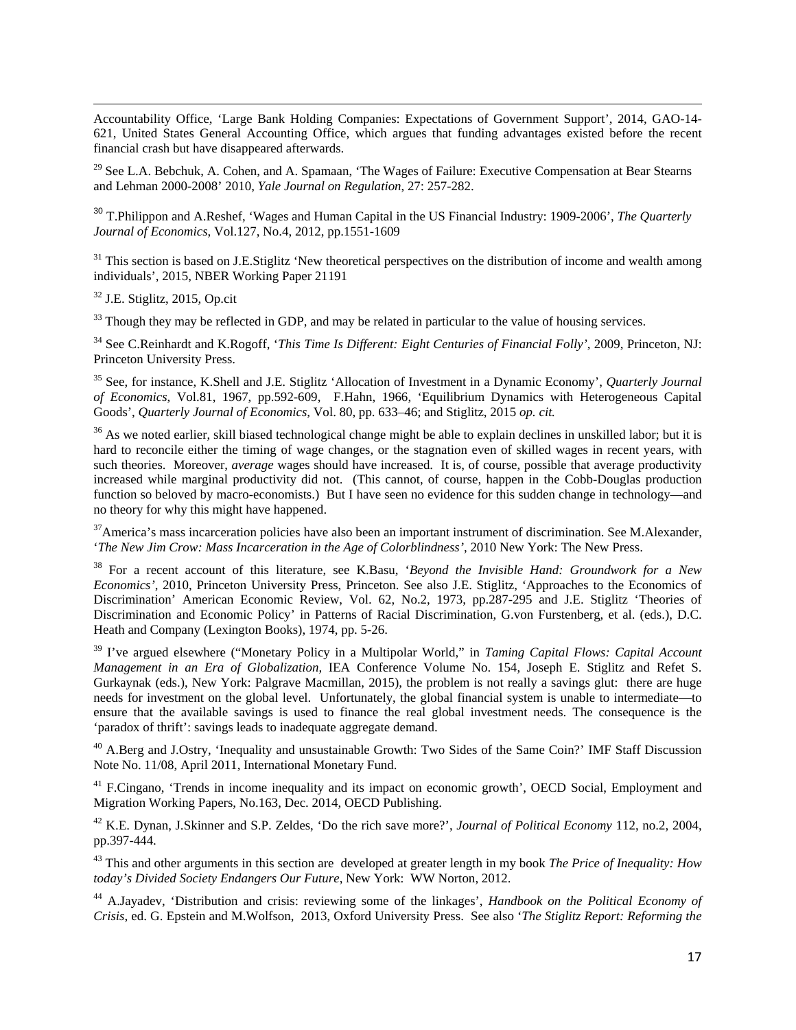Accountability Office, 'Large Bank Holding Companies: Expectations of Government Support', 2014, GAO-14-621, United States General Accounting Office, which argues that funding advantages existed before the recent financial crash but have disappeared afterwards.

[29] See L.A. Bebchuk, A. Cohen, and A. Spamaan, 'The Wages of Failure: Executive Compensation at Bear Stearns and Lehman 2000-2008' 2010, *Yale Journal on Regulation*, 27: 257-282.

[30] T.Philippon and A.Reshef, 'Wages and Human Capital in the US Financial Industry: 1909-2006', *The Quarterly Journal of Economics*, Vol.127, No.4, 2012, pp.1551-1609

[31] This section is based on J.E.Stiglitz 'New theoretical perspectives on the distribution of income and wealth among individuals', 2015, NBER Working Paper 21191

[32] J.E. Stiglitz, 2015, Op.cit

[33] Though they may be reflected in GDP, and may be related in particular to the value of housing services.

[34] See C.Reinhardt and K.Rogoff, '*This Time Is Different: Eight Centuries of Financial Folly'*, 2009, Princeton, NJ: Princeton University Press.

[35] See, for instance, K.Shell and J.E. Stiglitz 'Allocation of Investment in a Dynamic Economy', *Quarterly Journal of Economics*, Vol.81, 1967, pp.592-609, F.Hahn, 1966, 'Equilibrium Dynamics with Heterogeneous Capital Goods', *Quarterly Journal of Economics*, Vol. 80, pp. 633–46; and Stiglitz, 2015 *op. cit.*

[36] As we noted earlier, skill biased technological change might be able to explain declines in unskilled labor; but it is hard to reconcile either the timing of wage changes, or the stagnation even of skilled wages in recent years, with such theories. Moreover, *average* wages should have increased. It is, of course, possible that average productivity increased while marginal productivity did not. (This cannot, of course, happen in the Cobb-Douglas production function so beloved by macro-economists.) But I have seen no evidence for this sudden change in technology—and no theory for why this might have happened.

[37] America's mass incarceration policies have also been an important instrument of discrimination. See M.Alexander, '*The New Jim Crow: Mass Incarceration in the Age of Colorblindness'*, 2010 New York: The New Press.

[38] For a recent account of this literature, see K.Basu, '*Beyond the Invisible Hand: Groundwork for a New Economics'*, 2010, Princeton University Press, Princeton. See also J.E. Stiglitz, 'Approaches to the Economics of Discrimination' American Economic Review, Vol. 62, No.2, 1973, pp.287-295 and J.E. Stiglitz 'Theories of Discrimination and Economic Policy' in Patterns of Racial Discrimination, G.von Furstenberg, et al. (eds.), D.C. Heath and Company (Lexington Books), 1974, pp. 5-26.

[39] I've argued elsewhere ("Monetary Policy in a Multipolar World," in *Taming Capital Flows: Capital Account Management in an Era of Globalization,* IEA Conference Volume No. 154, Joseph E. Stiglitz and Refet S. Gurkaynak (eds.), New York: Palgrave Macmillan, 2015), the problem is not really a savings glut: there are huge needs for investment on the global level. Unfortunately, the global financial system is unable to intermediate—to ensure that the available savings is used to finance the real global investment needs. The consequence is the 'paradox of thrift': savings leads to inadequate aggregate demand.

[40] A.Berg and J.Ostry, 'Inequality and unsustainable Growth: Two Sides of the Same Coin?' IMF Staff Discussion Note No. 11/08, April 2011, International Monetary Fund.

[41] F.Cingano, 'Trends in income inequality and its impact on economic growth', OECD Social, Employment and Migration Working Papers, No.163, Dec. 2014, OECD Publishing.

[42] K.E. Dynan, J.Skinner and S.P. Zeldes, 'Do the rich save more?', *Journal of Political Economy* 112, no.2, 2004, pp.397-444.

[43] This and other arguments in this section are developed at greater length in my book *The Price of Inequality: How today's Divided Society Endangers Our Future*, New York: WW Norton, 2012.

[44] A.Jayadev, 'Distribution and crisis: reviewing some of the linkages', *Handbook on the Political Economy of Crisis*, ed. G. Epstein and M.Wolfson, 2013, Oxford University Press. See also '*The Stiglitz Report: Reforming the*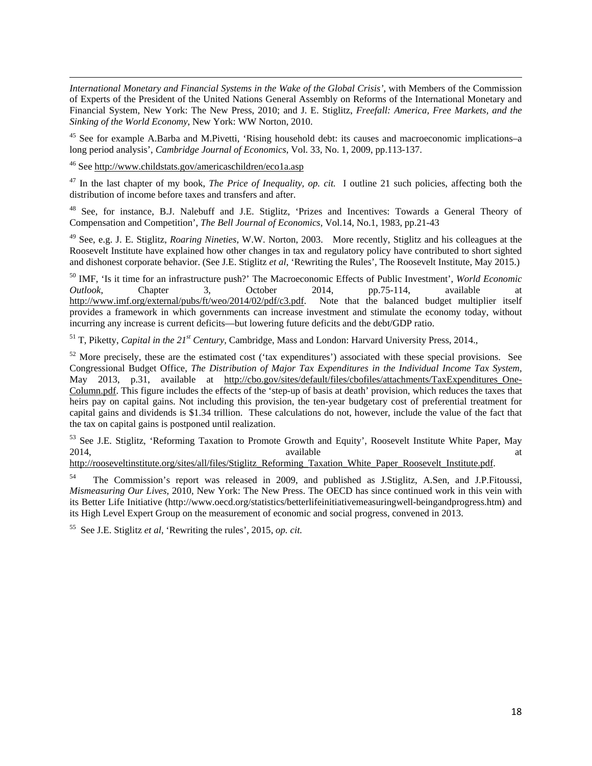*International Monetary and Financial Systems in the Wake of the Global Crisis'*, with Members of the Commission of Experts of the President of the United Nations General Assembly on Reforms of the International Monetary and Financial System, New York: The New Press, 2010; and J. E. Stiglitz, *Freefall: America, Free Markets, and the Sinking of the World Economy*, New York: WW Norton, 2010.

[45] See for example A.Barba and M.Pivetti, 'Rising household debt: its causes and macroeconomic implications–a long period analysis', *Cambridge Journal of Economics*, Vol. 33, No. 1, 2009, pp.113-137.

[46] See http://www.childstats.gov/americaschildren/eco1a.asp

[47] In the last chapter of my book, *The Price of Inequality, op. cit.* I outline 21 such policies, affecting both the distribution of income before taxes and transfers and after.

[48] See, for instance, B.J. Nalebuff and J.E. Stiglitz, 'Prizes and Incentives: Towards a General Theory of Compensation and Competition', *The Bell Journal of Economics*, Vol.14, No.1, 1983, pp.21-43

[49] See, e.g. J. E. Stiglitz, *Roaring Nineties*, W.W. Norton, 2003. More recently, Stiglitz and his colleagues at the Roosevelt Institute have explained how other changes in tax and regulatory policy have contributed to short sighted and dishonest corporate behavior. (See J.E. Stiglitz *et al*, 'Rewriting the Rules', The Roosevelt Institute, May 2015.)

[50] IMF, 'Is it time for an infrastructure push?' The Macroeconomic Effects of Public Investment', *World Economic Outlook*, Chapter 3, October 2014, pp.75-114, available at http://www.imf.org/external/pubs/ft/weo/2014/02/pdf/c3.pdf. Note that the balanced budget multiplier itself provides a framework in which governments can increase investment and stimulate the economy today, without incurring any increase is current deficits—but lowering future deficits and the debt/GDP ratio.

[51] T, Piketty, *Capital in the 21st Century*, Cambridge, Mass and London: Harvard University Press, 2014.,

[52] More precisely, these are the estimated cost ('tax expenditures') associated with these special provisions. See Congressional Budget Office, *The Distribution of Major Tax Expenditures in the Individual Income Tax System*, May 2013, p.31, available at http://cbo.gov/sites/default/files/cbofiles/attachments/TaxExpenditures_One-Column.pdf. This figure includes the effects of the 'step-up of basis at death' provision, which reduces the taxes that heirs pay on capital gains. Not including this provision, the ten-year budgetary cost of preferential treatment for capital gains and dividends is $1.34 trillion. These calculations do not, however, include the value of the fact that the tax on capital gains is postponed until realization.

[53] See J.E. Stiglitz, 'Reforming Taxation to Promote Growth and Equity', Roosevelt Institute White Paper, May 2014, available at http://rooseveltinstitute.org/sites/all/files/Stiglitz_Reforming_Taxation_White_Paper_Roosevelt_Institute.pdf.

[54] The Commission's report was released in 2009, and published as J.Stiglitz, A.Sen, and J.P.Fitoussi, *Mismeasuring Our Lives*, 2010, New York: The New Press. The OECD has since continued work in this vein with its Better Life Initiative (http://www.oecd.org/statistics/betterlifeinitiativemeasuringwell-beingandprogress.htm) and its High Level Expert Group on the measurement of economic and social progress, convened in 2013.

[55] See J.E. Stiglitz *et al*, 'Rewriting the rules', 2015, *op. cit.*